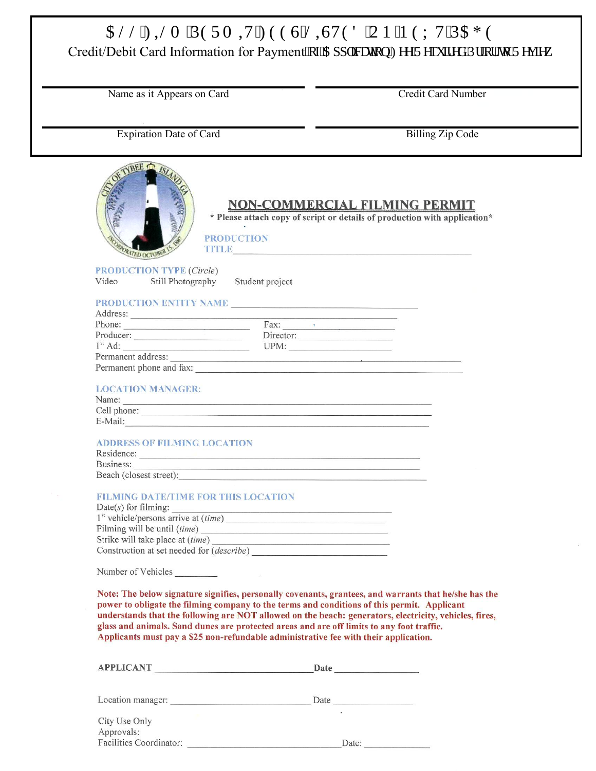ALL FILM PERMIT FEES LISTED ON NEXT PAGE

Credit/Debit Card Information for Payment of Application Fee Required Prior to Review

| | |
|---|---|
| Name as it Appears on Card | Credit Card Number |
| Expiration Date of Card | Billing Zip Code |

CITY OF TYBEE ISLAND GA — INCORPORATED OCTOBER 15, 1887

# NON-COMMERCIAL FILMING PERMIT

**\* Please attach copy of script or details of production with application\***

**PRODUCTION TITLE** ______________________________

**PRODUCTION TYPE** (*Circle*)

Video     Still Photography     Student project

**PRODUCTION ENTITY NAME** ______________________________

Address: ______________________________

Phone: ______________     Fax: ______________

Producer: ______________     Director: ______________

1st Ad: ______________     UPM: ______________

Permanent address: ______________________________

Permanent phone and fax: ______________________________

**LOCATION MANAGER:**

Name: ______________________________

Cell phone: ______________________________

E-Mail: ______________________________

**ADDRESS OF FILMING LOCATION**

Residence: ______________________________

Business: ______________________________

Beach (closest street): ______________________________

**FILMING DATE/TIME FOR THIS LOCATION**

Date(*s*) for filming: ______________________________

1st vehicle/persons arrive at (*time*) ______________________________

Filming will be until (*time*) ______________________________

Strike will take place at (*time*) ______________________________

Construction at set needed for (*describe*) ______________________________

Number of Vehicles ________

**Note: The below signature signifies, personally covenants, grantees, and warrants that he/she has the power to obligate the filming company to the terms and conditions of this permit. Applicant understands that the following are NOT allowed on the beach: generators, electricity, vehicles, fires, glass and animals. Sand dunes are protected areas and are off limits to any foot traffic. Applicants must pay a $25 non-refundable administrative fee with their application.**

**APPLICANT** ______________________________ **Date** ______________

Location manager: ______________________________ Date ______________

City Use Only

Approvals:

Facilities Coordinator: ______________________________ Date: ______________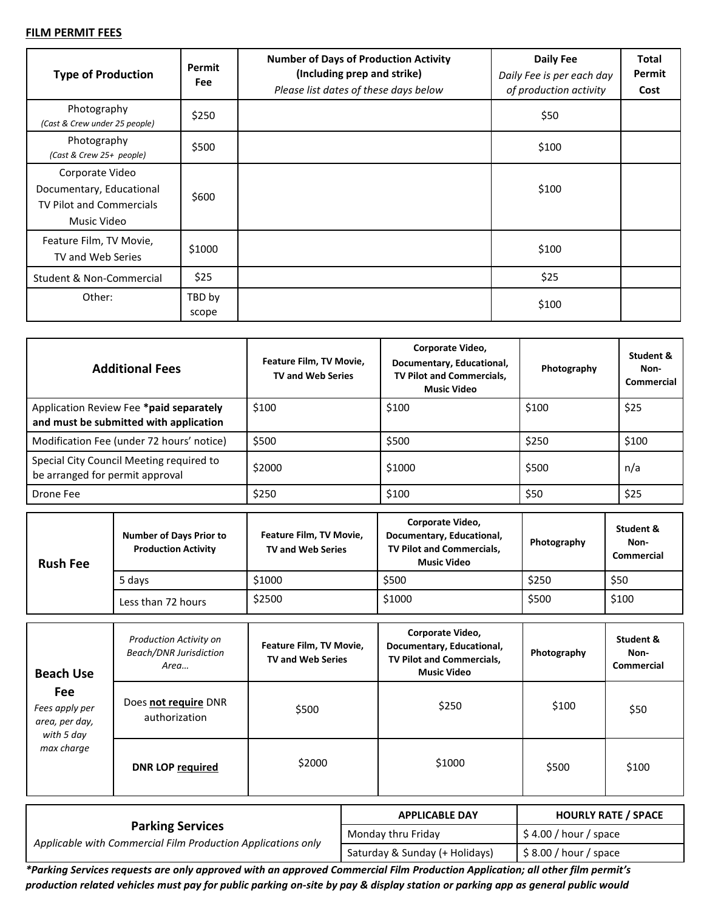**FILM PERMIT FEES**

| Type of Production | Permit Fee | Number of Days of Production Activity (Including prep and strike) *Please list dates of these days below* | Daily Fee *Daily Fee is per each day of production activity* | Total Permit Cost |
|---|---|---|---|---|
| Photography *(Cast & Crew under 25 people)* | $250 | | $50 | |
| Photography *(Cast & Crew 25+ people)* | $500 | | $100 | |
| Corporate Video Documentary, Educational TV Pilot and Commercials Music Video | $600 | | $100 | |
| Feature Film, TV Movie, TV and Web Series | $1000 | | $100 | |
| Student & Non-Commercial | $25 | | $25 | |
| Other: | TBD by scope | | $100 | |

| Additional Fees | Feature Film, TV Movie, TV and Web Series | Corporate Video, Documentary, Educational, TV Pilot and Commercials, Music Video | Photography | Student & Non-Commercial |
|---|---|---|---|---|
| Application Review Fee ***paid separately and must be submitted with application** | $100 | $100 | $100 | $25 |
| Modification Fee (under 72 hours' notice) | $500 | $500 | $250 | $100 |
| Special City Council Meeting required to be arranged for permit approval | $2000 | $1000 | $500 | n/a |
| Drone Fee | $250 | $100 | $50 | $25 |

| Rush Fee | Number of Days Prior to Production Activity | Feature Film, TV Movie, TV and Web Series | Corporate Video, Documentary, Educational, TV Pilot and Commercials, Music Video | Photography | Student & Non-Commercial |
|---|---|---|---|---|---|
| | 5 days | $1000 | $500 | $250 | $50 |
| | Less than 72 hours | $2500 | $1000 | $500 | $100 |

| Beach Use Fee *Fees apply per area, per day, with 5 day max charge* | *Production Activity on Beach/DNR Jurisdiction Area…* | Feature Film, TV Movie, TV and Web Series | Corporate Video, Documentary, Educational, TV Pilot and Commercials, Music Video | Photography | Student & Non-Commercial |
|---|---|---|---|---|---|
| | Does **not require** DNR authorization | $500 | $250 | $100 | $50 |
| | **DNR LOP required** | $2000 | $1000 | $500 | $100 |

| Parking Services *Applicable with Commercial Film Production Applications only* | APPLICABLE DAY | HOURLY RATE / SPACE |
|---|---|---|
| | Monday thru Friday | $ 4.00 / hour / space |
| | Saturday & Sunday (+ Holidays) | $ 8.00 / hour / space |

***Parking Services requests are only approved with an approved Commercial Film Production Application; all other film permit's production related vehicles must pay for public parking on-site by pay & display station or parking app as general public would***